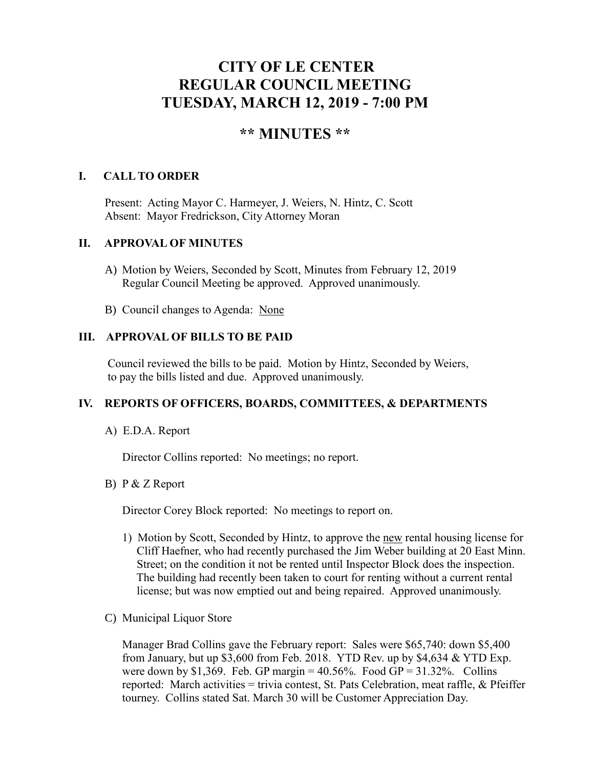# CITY OF LE CENTER
# REGULAR COUNCIL MEETING
# TUESDAY, MARCH 12, 2019 - 7:00 PM

## ** MINUTES **

### I. CALL TO ORDER

Present: Acting Mayor C. Harmeyer, J. Weiers, N. Hintz, C. Scott
Absent: Mayor Fredrickson, City Attorney Moran

### II. APPROVAL OF MINUTES

A) Motion by Weiers, Seconded by Scott, Minutes from February 12, 2019 Regular Council Meeting be approved. Approved unanimously.

B) Council changes to Agenda: None

### III. APPROVAL OF BILLS TO BE PAID

Council reviewed the bills to be paid. Motion by Hintz, Seconded by Weiers, to pay the bills listed and due. Approved unanimously.

### IV. REPORTS OF OFFICERS, BOARDS, COMMITTEES, & DEPARTMENTS

A) E.D.A. Report

Director Collins reported: No meetings; no report.

B) P & Z Report

Director Corey Block reported: No meetings to report on.

1) Motion by Scott, Seconded by Hintz, to approve the new rental housing license for Cliff Haefner, who had recently purchased the Jim Weber building at 20 East Minn. Street; on the condition it not be rented until Inspector Block does the inspection. The building had recently been taken to court for renting without a current rental license; but was now emptied out and being repaired. Approved unanimously.

C) Municipal Liquor Store

Manager Brad Collins gave the February report: Sales were $65,740: down $5,400 from January, but up $3,600 from Feb. 2018. YTD Rev. up by $4,634 & YTD Exp. were down by $1,369. Feb. GP margin = 40.56%. Food GP = 31.32%. Collins reported: March activities = trivia contest, St. Pats Celebration, meat raffle, & Pfeiffer tourney. Collins stated Sat. March 30 will be Customer Appreciation Day.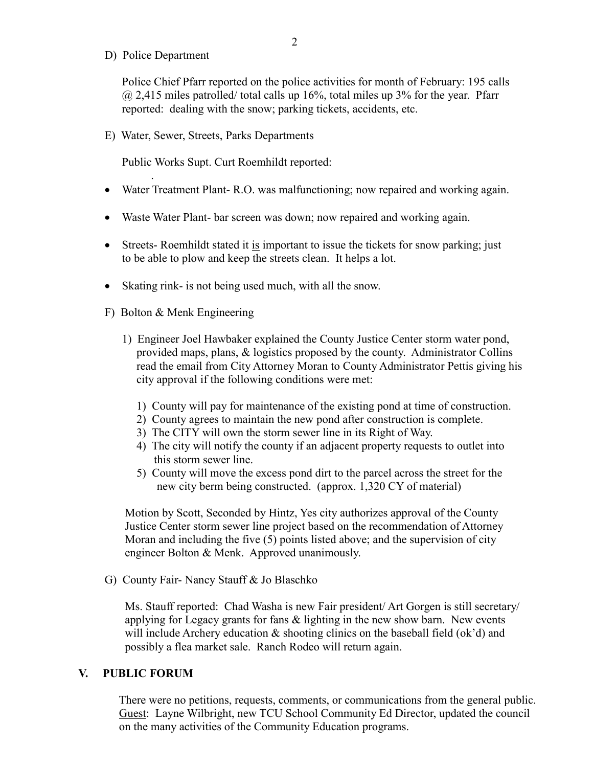D) Police Department

Police Chief Pfarr reported on the police activities for month of February: 195 calls @ 2,415 miles patrolled/ total calls up 16%, total miles up 3% for the year. Pfarr reported: dealing with the snow; parking tickets, accidents, etc.

E) Water, Sewer, Streets, Parks Departments

Public Works Supt. Curt Roemhildt reported:

- Water Treatment Plant- R.O. was malfunctioning; now repaired and working again.
- Waste Water Plant- bar screen was down; now repaired and working again.
- Streets- Roemhildt stated it <u>is</u> important to issue the tickets for snow parking; just to be able to plow and keep the streets clean. It helps a lot.
- Skating rink- is not being used much, with all the snow.

F) Bolton & Menk Engineering

1) Engineer Joel Hawbaker explained the County Justice Center storm water pond, provided maps, plans, & logistics proposed by the county. Administrator Collins read the email from City Attorney Moran to County Administrator Pettis giving his city approval if the following conditions were met:

   1) County will pay for maintenance of the existing pond at time of construction.
   2) County agrees to maintain the new pond after construction is complete.
   3) The CITY will own the storm sewer line in its Right of Way.
   4) The city will notify the county if an adjacent property requests to outlet into this storm sewer line.
   5) County will move the excess pond dirt to the parcel across the street for the new city berm being constructed. (approx. 1,320 CY of material)

Motion by Scott, Seconded by Hintz, Yes city authorizes approval of the County Justice Center storm sewer line project based on the recommendation of Attorney Moran and including the five (5) points listed above; and the supervision of city engineer Bolton & Menk. Approved unanimously.

G) County Fair- Nancy Stauff & Jo Blaschko

Ms. Stauff reported: Chad Washa is new Fair president/ Art Gorgen is still secretary/ applying for Legacy grants for fans & lighting in the new show barn. New events will include Archery education & shooting clinics on the baseball field (ok'd) and possibly a flea market sale. Ranch Rodeo will return again.

## V. PUBLIC FORUM

There were no petitions, requests, comments, or communications from the general public. <u>Guest</u>: Layne Wilbright, new TCU School Community Ed Director, updated the council on the many activities of the Community Education programs.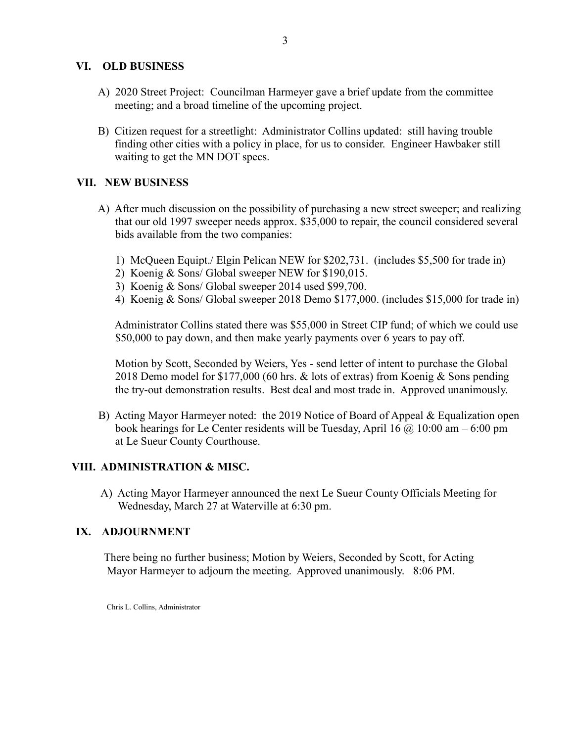## VI. OLD BUSINESS

A) 2020 Street Project: Councilman Harmeyer gave a brief update from the committee meeting; and a broad timeline of the upcoming project.

B) Citizen request for a streetlight: Administrator Collins updated: still having trouble finding other cities with a policy in place, for us to consider. Engineer Hawbaker still waiting to get the MN DOT specs.

## VII. NEW BUSINESS

A) After much discussion on the possibility of purchasing a new street sweeper; and realizing that our old 1997 sweeper needs approx. $35,000 to repair, the council considered several bids available from the two companies:

1) McQueen Equipt./ Elgin Pelican NEW for $202,731. (includes $5,500 for trade in)
2) Koenig & Sons/ Global sweeper NEW for $190,015.
3) Koenig & Sons/ Global sweeper 2014 used $99,700.
4) Koenig & Sons/ Global sweeper 2018 Demo $177,000. (includes $15,000 for trade in)

Administrator Collins stated there was $55,000 in Street CIP fund; of which we could use $50,000 to pay down, and then make yearly payments over 6 years to pay off.

Motion by Scott, Seconded by Weiers, Yes - send letter of intent to purchase the Global 2018 Demo model for $177,000 (60 hrs. & lots of extras) from Koenig & Sons pending the try-out demonstration results. Best deal and most trade in. Approved unanimously.

B) Acting Mayor Harmeyer noted: the 2019 Notice of Board of Appeal & Equalization open book hearings for Le Center residents will be Tuesday, April 16 @ 10:00 am – 6:00 pm at Le Sueur County Courthouse.

## VIII. ADMINISTRATION & MISC.

A) Acting Mayor Harmeyer announced the next Le Sueur County Officials Meeting for Wednesday, March 27 at Waterville at 6:30 pm.

## IX. ADJOURNMENT

There being no further business; Motion by Weiers, Seconded by Scott, for Acting Mayor Harmeyer to adjourn the meeting. Approved unanimously. 8:06 PM.

Chris L. Collins, Administrator